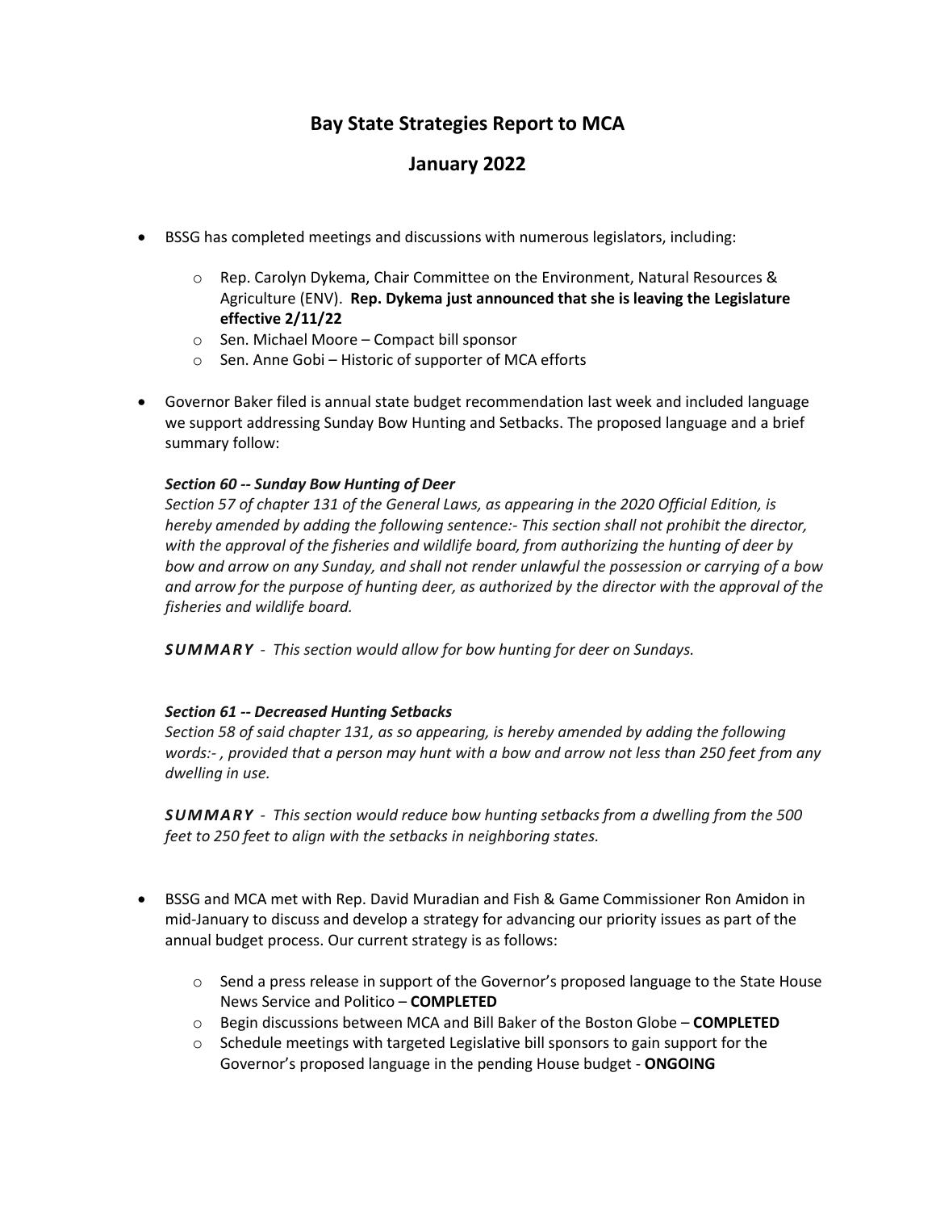# Bay State Strategies Report to MCA

## January 2022

- BSSG has completed meetings and discussions with numerous legislators, including:
  - Rep. Carolyn Dykema, Chair Committee on the Environment, Natural Resources & Agriculture (ENV). **Rep. Dykema just announced that she is leaving the Legislature effective 2/11/22**
  - Sen. Michael Moore – Compact bill sponsor
  - Sen. Anne Gobi – Historic of supporter of MCA efforts

- Governor Baker filed is annual state budget recommendation last week and included language we support addressing Sunday Bow Hunting and Setbacks. The proposed language and a brief summary follow:

  ***Section 60 -- Sunday Bow Hunting of Deer***
  *Section 57 of chapter 131 of the General Laws, as appearing in the 2020 Official Edition, is hereby amended by adding the following sentence:- This section shall not prohibit the director, with the approval of the fisheries and wildlife board, from authorizing the hunting of deer by bow and arrow on any Sunday, and shall not render unlawful the possession or carrying of a bow and arrow for the purpose of hunting deer, as authorized by the director with the approval of the fisheries and wildlife board.*

  ***SUMMARY*** *- This section would allow for bow hunting for deer on Sundays.*

  ***Section 61 -- Decreased Hunting Setbacks***
  *Section 58 of said chapter 131, as so appearing, is hereby amended by adding the following words:- , provided that a person may hunt with a bow and arrow not less than 250 feet from any dwelling in use.*

  ***SUMMARY*** *- This section would reduce bow hunting setbacks from a dwelling from the 500 feet to 250 feet to align with the setbacks in neighboring states.*

- BSSG and MCA met with Rep. David Muradian and Fish & Game Commissioner Ron Amidon in mid-January to discuss and develop a strategy for advancing our priority issues as part of the annual budget process. Our current strategy is as follows:
  - Send a press release in support of the Governor's proposed language to the State House News Service and Politico – **COMPLETED**
  - Begin discussions between MCA and Bill Baker of the Boston Globe – **COMPLETED**
  - Schedule meetings with targeted Legislative bill sponsors to gain support for the Governor's proposed language in the pending House budget - **ONGOING**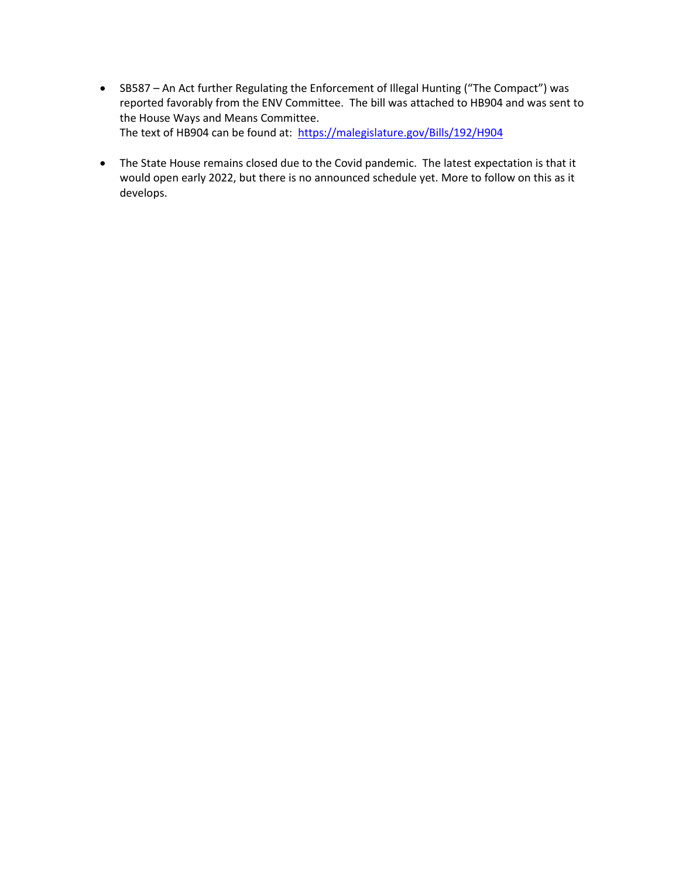- SB587 – An Act further Regulating the Enforcement of Illegal Hunting ("The Compact") was reported favorably from the ENV Committee. The bill was attached to HB904 and was sent to the House Ways and Means Committee.
  The text of HB904 can be found at: https://malegislature.gov/Bills/192/H904

- The State House remains closed due to the Covid pandemic. The latest expectation is that it would open early 2022, but there is no announced schedule yet. More to follow on this as it develops.